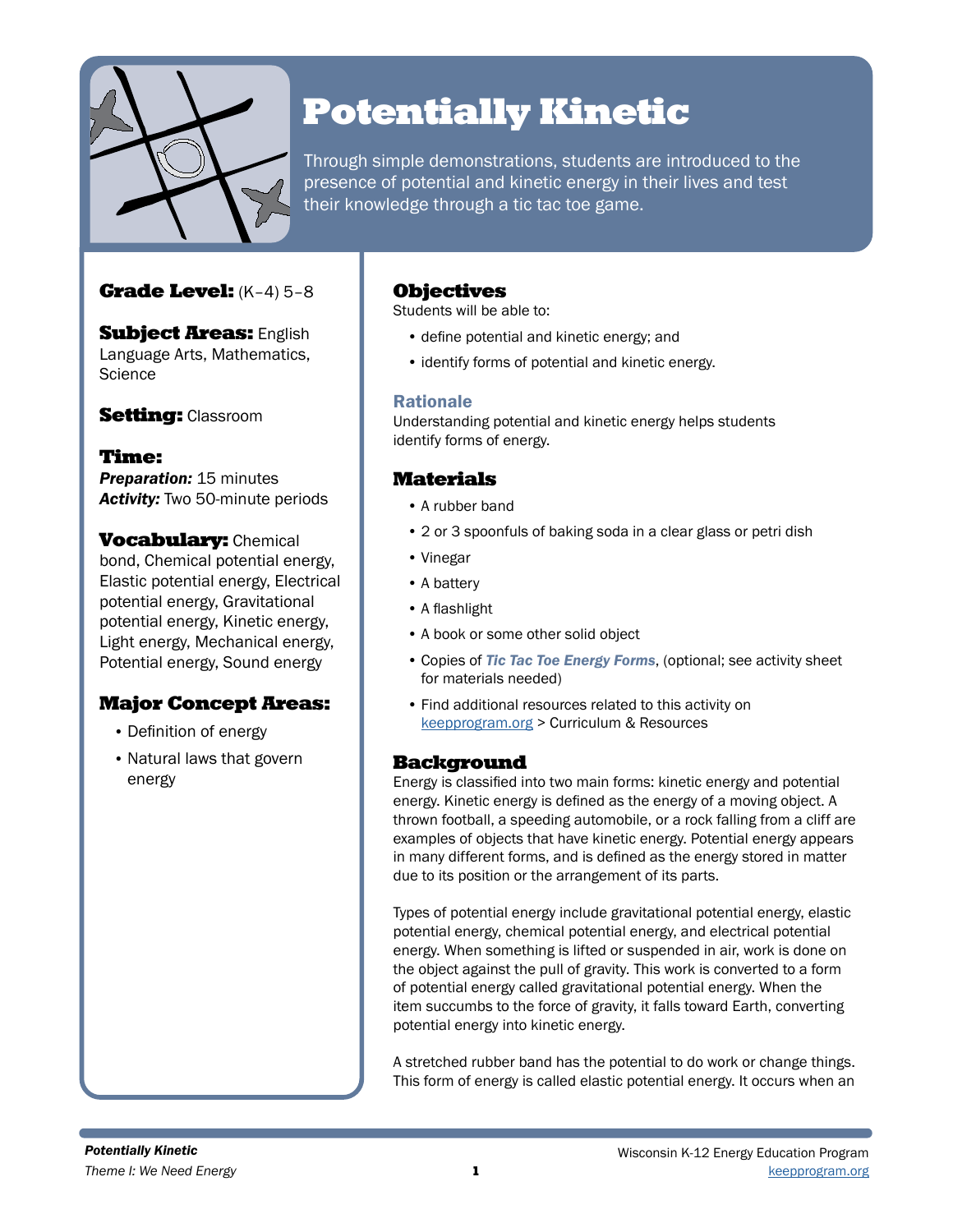# Potentially Kinetic

Through simple demonstrations, students are introduced to the presence of potential and kinetic energy in their lives and test their knowledge through a tic tac toe game.

**Grade Level:** (K–4) 5–8

**Subject Areas:** English Language Arts, Mathematics, Science

**Setting:** Classroom

**Time:**
***Preparation:*** 15 minutes
***Activity:*** Two 50-minute periods

**Vocabulary:** Chemical bond, Chemical potential energy, Elastic potential energy, Electrical potential energy, Gravitational potential energy, Kinetic energy, Light energy, Mechanical energy, Potential energy, Sound energy

## Major Concept Areas:

- Definition of energy
- Natural laws that govern energy

## Objectives

Students will be able to:

- define potential and kinetic energy; and
- identify forms of potential and kinetic energy.

### Rationale

Understanding potential and kinetic energy helps students identify forms of energy.

## Materials

- A rubber band
- 2 or 3 spoonfuls of baking soda in a clear glass or petri dish
- Vinegar
- A battery
- A flashlight
- A book or some other solid object
- Copies of ***Tic Tac Toe Energy Forms***, (optional; see activity sheet for materials needed)
- Find additional resources related to this activity on keepprogram.org > Curriculum & Resources

## Background

Energy is classified into two main forms: kinetic energy and potential energy. Kinetic energy is defined as the energy of a moving object. A thrown football, a speeding automobile, or a rock falling from a cliff are examples of objects that have kinetic energy. Potential energy appears in many different forms, and is defined as the energy stored in matter due to its position or the arrangement of its parts.

Types of potential energy include gravitational potential energy, elastic potential energy, chemical potential energy, and electrical potential energy. When something is lifted or suspended in air, work is done on the object against the pull of gravity. This work is converted to a form of potential energy called gravitational potential energy. When the item succumbs to the force of gravity, it falls toward Earth, converting potential energy into kinetic energy.

A stretched rubber band has the potential to do work or change things. This form of energy is called elastic potential energy. It occurs when an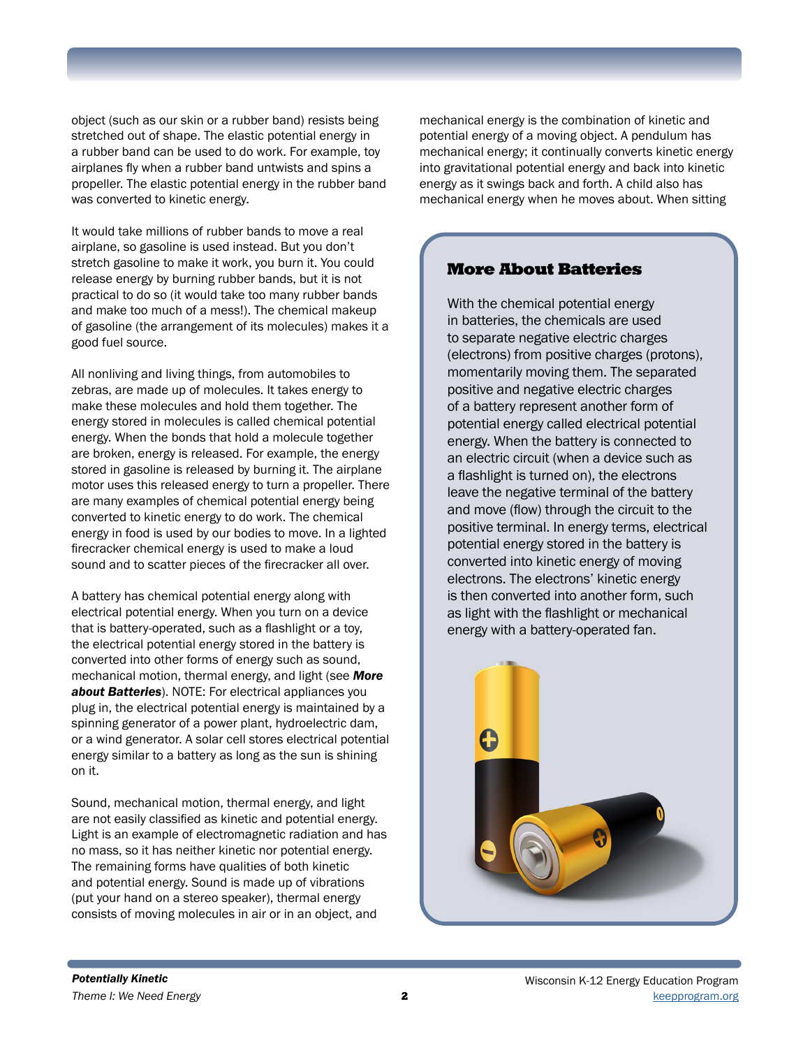object (such as our skin or a rubber band) resists being stretched out of shape. The elastic potential energy in a rubber band can be used to do work. For example, toy airplanes fly when a rubber band untwists and spins a propeller. The elastic potential energy in the rubber band was converted to kinetic energy.

It would take millions of rubber bands to move a real airplane, so gasoline is used instead. But you don't stretch gasoline to make it work, you burn it. You could release energy by burning rubber bands, but it is not practical to do so (it would take too many rubber bands and make too much of a mess!). The chemical makeup of gasoline (the arrangement of its molecules) makes it a good fuel source.

All nonliving and living things, from automobiles to zebras, are made up of molecules. It takes energy to make these molecules and hold them together. The energy stored in molecules is called chemical potential energy. When the bonds that hold a molecule together are broken, energy is released. For example, the energy stored in gasoline is released by burning it. The airplane motor uses this released energy to turn a propeller. There are many examples of chemical potential energy being converted to kinetic energy to do work. The chemical energy in food is used by our bodies to move. In a lighted firecracker chemical energy is used to make a loud sound and to scatter pieces of the firecracker all over.

A battery has chemical potential energy along with electrical potential energy. When you turn on a device that is battery-operated, such as a flashlight or a toy, the electrical potential energy stored in the battery is converted into other forms of energy such as sound, mechanical motion, thermal energy, and light (see ***More about Batteries***). NOTE: For electrical appliances you plug in, the electrical potential energy is maintained by a spinning generator of a power plant, hydroelectric dam, or a wind generator. A solar cell stores electrical potential energy similar to a battery as long as the sun is shining on it.

Sound, mechanical motion, thermal energy, and light are not easily classified as kinetic and potential energy. Light is an example of electromagnetic radiation and has no mass, so it has neither kinetic nor potential energy. The remaining forms have qualities of both kinetic and potential energy. Sound is made up of vibrations (put your hand on a stereo speaker), thermal energy consists of moving molecules in air or in an object, and mechanical energy is the combination of kinetic and potential energy of a moving object. A pendulum has mechanical energy; it continually converts kinetic energy into gravitational potential energy and back into kinetic energy as it swings back and forth. A child also has mechanical energy when he moves about. When sitting

## More About Batteries

With the chemical potential energy in batteries, the chemicals are used to separate negative electric charges (electrons) from positive charges (protons), momentarily moving them. The separated positive and negative electric charges of a battery represent another form of potential energy called electrical potential energy. When the battery is connected to an electric circuit (when a device such as a flashlight is turned on), the electrons leave the negative terminal of the battery and move (flow) through the circuit to the positive terminal. In energy terms, electrical potential energy stored in the battery is converted into kinetic energy of moving electrons. The electrons' kinetic energy is then converted into another form, such as light with the flashlight or mechanical energy with a battery-operated fan.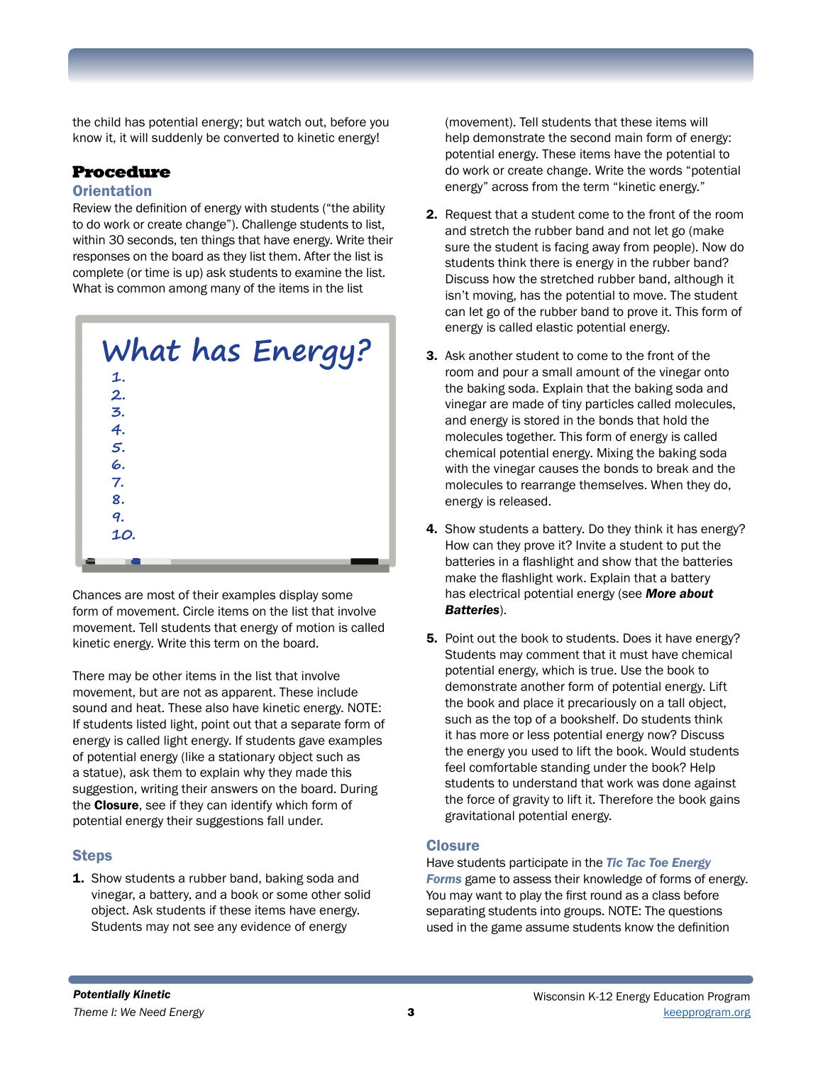the child has potential energy; but watch out, before you know it, it will suddenly be converted to kinetic energy!

## Procedure

### Orientation

Review the definition of energy with students ("the ability to do work or create change"). Challenge students to list, within 30 seconds, ten things that have energy. Write their responses on the board as they list them. After the list is complete (or time is up) ask students to examine the list. What is common among many of the items in the list

What has Energy?
1.
2.
3.
4.
5.
6.
7.
8.
9.
10.

Chances are most of their examples display some form of movement. Circle items on the list that involve movement. Tell students that energy of motion is called kinetic energy. Write this term on the board.

There may be other items in the list that involve movement, but are not as apparent. These include sound and heat. These also have kinetic energy. NOTE: If students listed light, point out that a separate form of energy is called light energy. If students gave examples of potential energy (like a stationary object such as a statue), ask them to explain why they made this suggestion, writing their answers on the board. During the **Closure**, see if they can identify which form of potential energy their suggestions fall under.

### Steps

1. Show students a rubber band, baking soda and vinegar, a battery, and a book or some other solid object. Ask students if these items have energy. Students may not see any evidence of energy (movement). Tell students that these items will help demonstrate the second main form of energy: potential energy. These items have the potential to do work or create change. Write the words "potential energy" across from the term "kinetic energy."

2. Request that a student come to the front of the room and stretch the rubber band and not let go (make sure the student is facing away from people). Now do students think there is energy in the rubber band? Discuss how the stretched rubber band, although it isn't moving, has the potential to move. The student can let go of the rubber band to prove it. This form of energy is called elastic potential energy.

3. Ask another student to come to the front of the room and pour a small amount of the vinegar onto the baking soda. Explain that the baking soda and vinegar are made of tiny particles called molecules, and energy is stored in the bonds that hold the molecules together. This form of energy is called chemical potential energy. Mixing the baking soda with the vinegar causes the bonds to break and the molecules to rearrange themselves. When they do, energy is released.

4. Show students a battery. Do they think it has energy? How can they prove it? Invite a student to put the batteries in a flashlight and show that the batteries make the flashlight work. Explain that a battery has electrical potential energy (see ***More about Batteries***).

5. Point out the book to students. Does it have energy? Students may comment that it must have chemical potential energy, which is true. Use the book to demonstrate another form of potential energy. Lift the book and place it precariously on a tall object, such as the top of a bookshelf. Do students think it has more or less potential energy now? Discuss the energy you used to lift the book. Would students feel comfortable standing under the book? Help students to understand that work was done against the force of gravity to lift it. Therefore the book gains gravitational potential energy.

### Closure

Have students participate in the ***Tic Tac Toe Energy Forms*** game to assess their knowledge of forms of energy. You may want to play the first round as a class before separating students into groups. NOTE: The questions used in the game assume students know the definition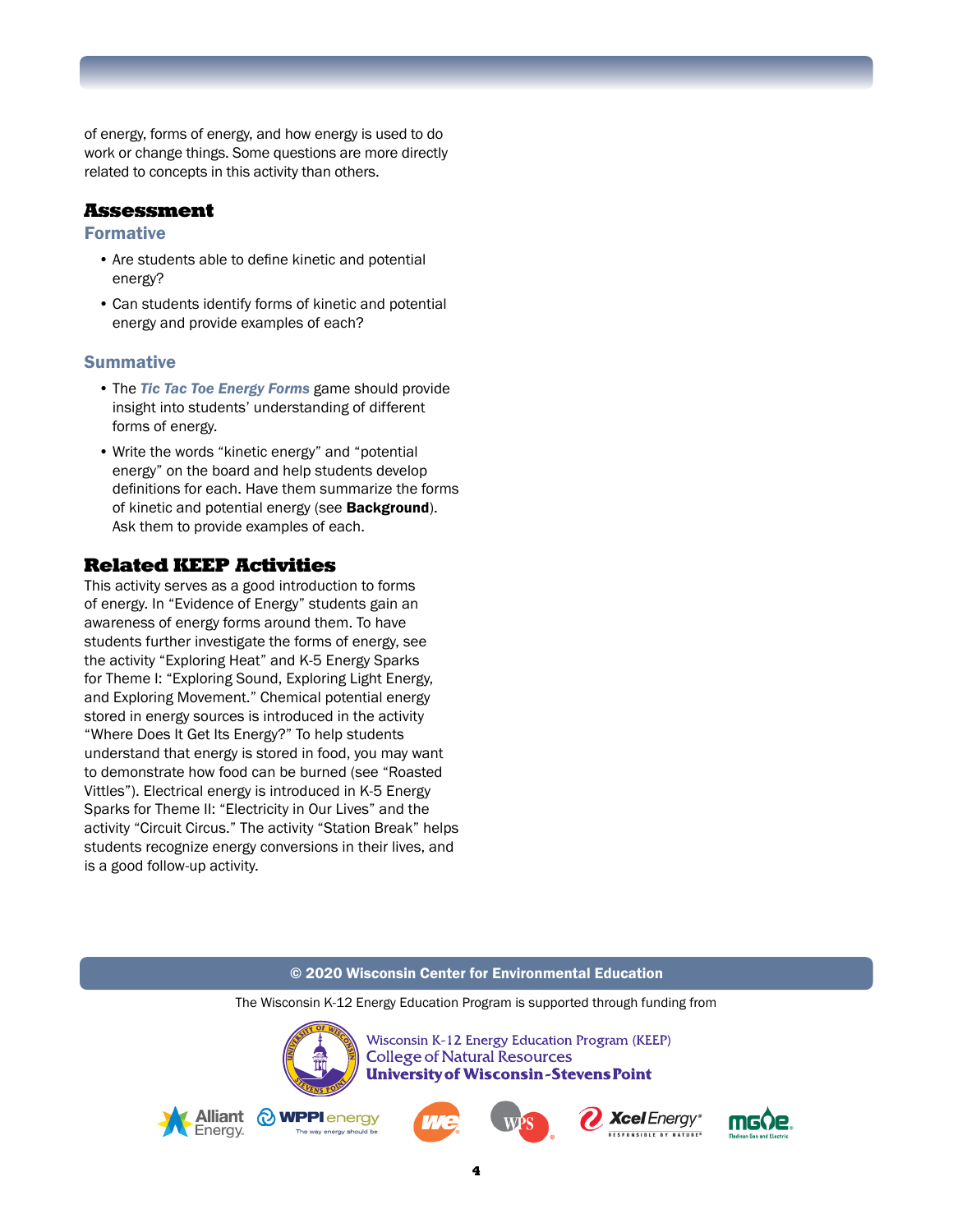of energy, forms of energy, and how energy is used to do work or change things. Some questions are more directly related to concepts in this activity than others.

## Assessment

### Formative

- Are students able to define kinetic and potential energy?
- Can students identify forms of kinetic and potential energy and provide examples of each?

### Summative

- The ***Tic Tac Toe Energy Forms*** game should provide insight into students' understanding of different forms of energy.
- Write the words "kinetic energy" and "potential energy" on the board and help students develop definitions for each. Have them summarize the forms of kinetic and potential energy (see **Background**). Ask them to provide examples of each.

## Related KEEP Activities

This activity serves as a good introduction to forms of energy. In "Evidence of Energy" students gain an awareness of energy forms around them. To have students further investigate the forms of energy, see the activity "Exploring Heat" and K-5 Energy Sparks for Theme I: "Exploring Sound, Exploring Light Energy, and Exploring Movement." Chemical potential energy stored in energy sources is introduced in the activity "Where Does It Get Its Energy?" To help students understand that energy is stored in food, you may want to demonstrate how food can be burned (see "Roasted Vittles"). Electrical energy is introduced in K-5 Energy Sparks for Theme II: "Electricity in Our Lives" and the activity "Circuit Circus." The activity "Station Break" helps students recognize energy conversions in their lives, and is a good follow-up activity.

**© 2020 Wisconsin Center for Environmental Education**

The Wisconsin K-12 Energy Education Program is supported through funding from

Wisconsin K-12 Energy Education Program (KEEP)
College of Natural Resources
University of Wisconsin-Stevens Point

Alliant Energy. WPPI energy The way energy should be. We WPS Xcel Energy RESPONSIBLE BY NATURE MGE Madison Gas and Electric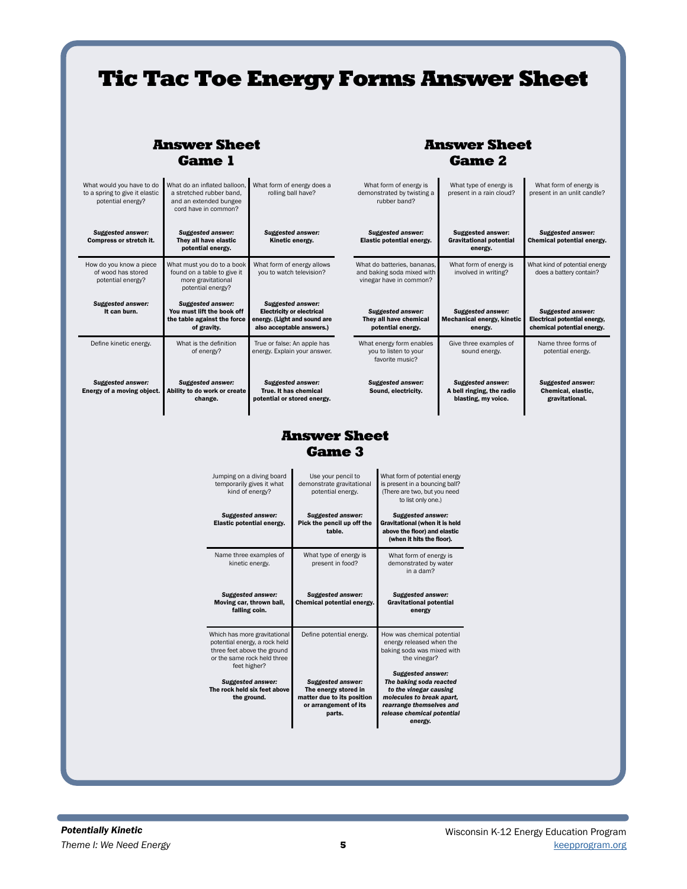# Tic Tac Toe Energy Forms Answer Sheet

## Answer Sheet Game 1

| | | |
|---|---|---|
| What would you have to do to a spring to give it elastic potential energy?<br><br>***Suggested answer:***<br>**Compress or stretch it.** | What do an inflated balloon, a stretched rubber band, and an extended bungee cord have in common?<br><br>***Suggested answer:***<br>**They all have elastic potential energy.** | What form of energy does a rolling ball have?<br><br>***Suggested answer:***<br>**Kinetic energy.** |
| How do you know a piece of wood has stored potential energy?<br><br>***Suggested answer:***<br>**It can burn.** | What must you do to a book found on a table to give it more gravitational potential energy?<br><br>***Suggested answer:***<br>**You must lift the book off the table against the force of gravity.** | What form of energy allows you to watch television?<br><br>***Suggested answer:***<br>**Electricity or electrical energy. (Light and sound are also acceptable answers.)** |
| Define kinetic energy.<br><br>***Suggested answer:***<br>**Energy of a moving object.** | What is the definition of energy?<br><br>***Suggested answer:***<br>**Ability to do work or create change.** | True or false: An apple has energy. Explain your answer.<br><br>***Suggested answer:***<br>**True. It has chemical potential or stored energy.** |

## Answer Sheet Game 2

| | | |
|---|---|---|
| What form of energy is demonstrated by twisting a rubber band?<br><br>***Suggested answer:***<br>**Elastic potential energy.** | What type of energy is present in a rain cloud?<br><br>**Suggested answer:**<br>**Gravitational potential energy.** | What form of energy is present in an unlit candle?<br><br>***Suggested answer:***<br>**Chemical potential energy.** |
| What do batteries, bananas, and baking soda mixed with vinegar have in common?<br><br>***Suggested answer:***<br>**They all have chemical potential energy.** | What form of energy is involved in writing?<br><br>***Suggested answer:***<br>**Mechanical energy, kinetic energy.** | What kind of potential energy does a battery contain?<br><br>***Suggested answer:***<br>**Electrical potential energy, chemical potential energy.** |
| What energy form enables you to listen to your favorite music?<br><br>***Suggested answer:***<br>**Sound, electricity.** | Give three examples of sound energy.<br><br>***Suggested answer:***<br>**A bell ringing, the radio blasting, my voice.** | Name three forms of potential energy.<br><br>***Suggested answer:***<br>**Chemical, elastic, gravitational.** |

## Answer Sheet Game 3

| | | |
|---|---|---|
| Jumping on a diving board temporarily gives it what kind of energy?<br><br>***Suggested answer:***<br>**Elastic potential energy.** | Use your pencil to demonstrate gravitational potential energy.<br><br>***Suggested answer:***<br>**Pick the pencil up off the table.** | What form of potential energy is present in a bouncing ball? (There are two, but you need to list only one.)<br><br>***Suggested answer:***<br>**Gravitational (when it is held above the floor) and elastic (when it hits the floor).** |
| Name three examples of kinetic energy.<br><br>***Suggested answer:***<br>**Moving car, thrown ball, falling coin.** | What type of energy is present in food?<br><br>***Suggested answer:***<br>**Chemical potential energy.** | What form of energy is demonstrated by water in a dam?<br><br>***Suggested answer:***<br>**Gravitational potential energy** |
| Which has more gravitational potential energy, a rock held three feet above the ground or the same rock held three feet higher?<br><br>***Suggested answer:***<br>**The rock held six feet above the ground.** | Define potential energy.<br><br>***Suggested answer:***<br>**The energy stored in matter due to its position or arrangement of its parts.** | How was chemical potential energy released when the baking soda was mixed with the vinegar?<br><br>***Suggested answer:***<br>***The baking soda reacted to the vinegar causing molecules to break apart, rearrange themselves and release chemical potential energy.*** |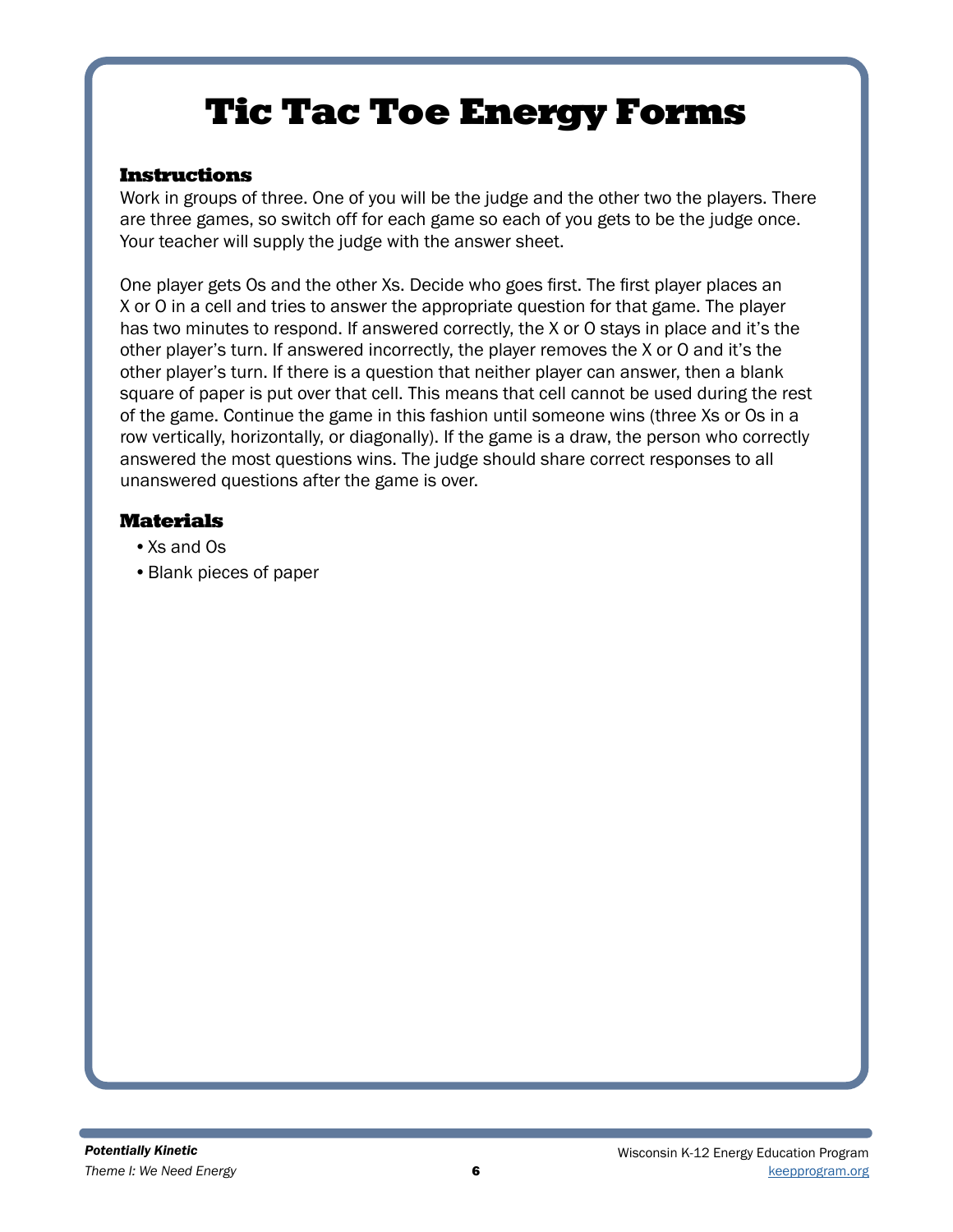# Tic Tac Toe Energy Forms

## Instructions

Work in groups of three. One of you will be the judge and the other two the players. There are three games, so switch off for each game so each of you gets to be the judge once. Your teacher will supply the judge with the answer sheet.

One player gets Os and the other Xs. Decide who goes first. The first player places an X or O in a cell and tries to answer the appropriate question for that game. The player has two minutes to respond. If answered correctly, the X or O stays in place and it's the other player's turn. If answered incorrectly, the player removes the X or O and it's the other player's turn. If there is a question that neither player can answer, then a blank square of paper is put over that cell. This means that cell cannot be used during the rest of the game. Continue the game in this fashion until someone wins (three Xs or Os in a row vertically, horizontally, or diagonally). If the game is a draw, the person who correctly answered the most questions wins. The judge should share correct responses to all unanswered questions after the game is over.

## Materials

- Xs and Os
- Blank pieces of paper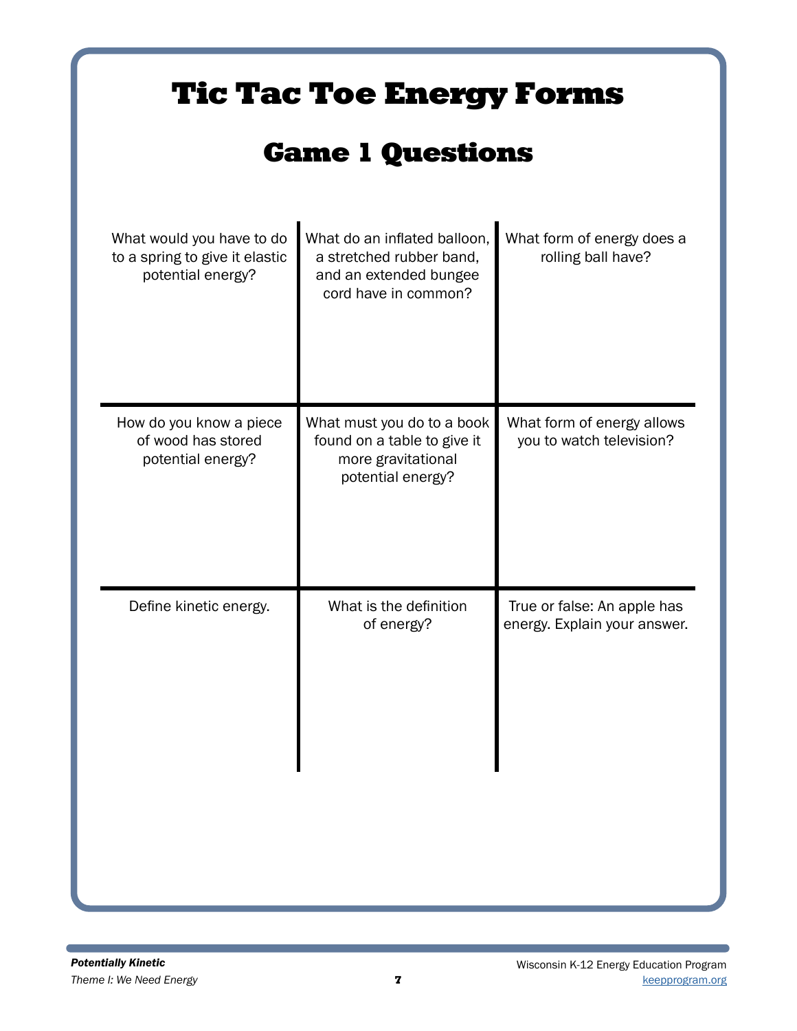# Tic Tac Toe Energy Forms

## Game 1 Questions

| | | |
|---|---|---|
| What would you have to do to a spring to give it elastic potential energy? | What do an inflated balloon, a stretched rubber band, and an extended bungee cord have in common? | What form of energy does a rolling ball have? |
| How do you know a piece of wood has stored potential energy? | What must you do to a book found on a table to give it more gravitational potential energy? | What form of energy allows you to watch television? |
| Define kinetic energy. | What is the definition of energy? | True or false: An apple has energy. Explain your answer. |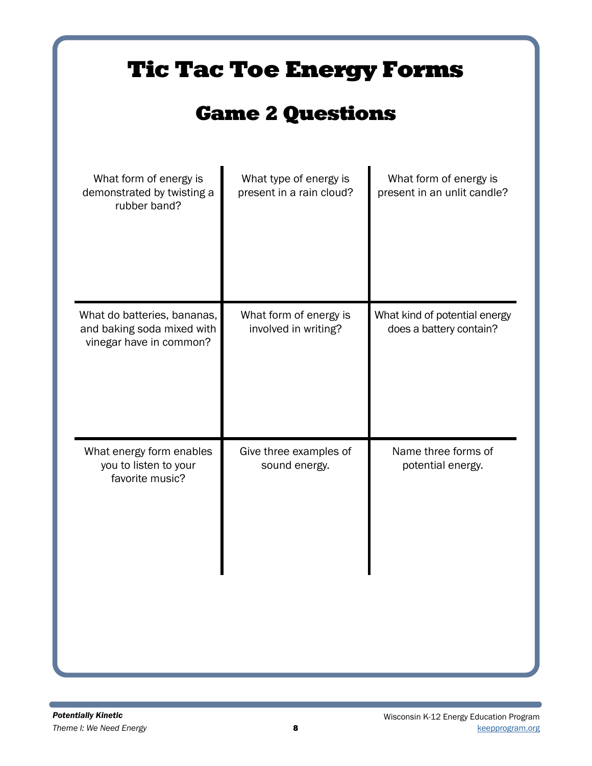# Tic Tac Toe Energy Forms

## Game 2 Questions

| | | |
|---|---|---|
| What form of energy is demonstrated by twisting a rubber band? | What type of energy is present in a rain cloud? | What form of energy is present in an unlit candle? |
| What do batteries, bananas, and baking soda mixed with vinegar have in common? | What form of energy is involved in writing? | What kind of potential energy does a battery contain? |
| What energy form enables you to listen to your favorite music? | Give three examples of sound energy. | Name three forms of potential energy. |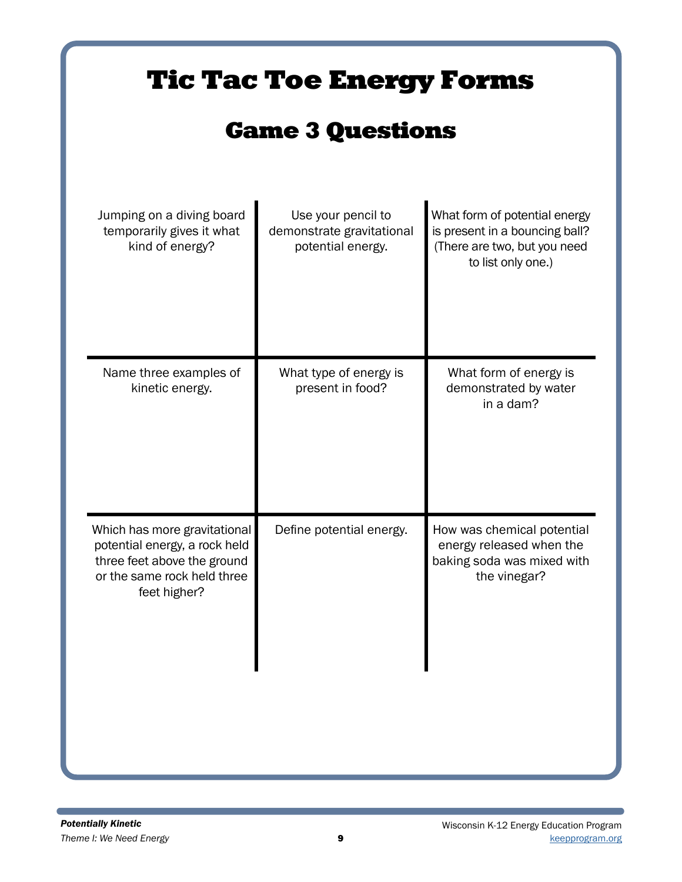# Tic Tac Toe Energy Forms

## Game 3 Questions

| | | |
|---|---|---|
| Jumping on a diving board temporarily gives it what kind of energy? | Use your pencil to demonstrate gravitational potential energy. | What form of potential energy is present in a bouncing ball? (There are two, but you need to list only one.) |
| Name three examples of kinetic energy. | What type of energy is present in food? | What form of energy is demonstrated by water in a dam? |
| Which has more gravitational potential energy, a rock held three feet above the ground or the same rock held three feet higher? | Define potential energy. | How was chemical potential energy released when the baking soda was mixed with the vinegar? |